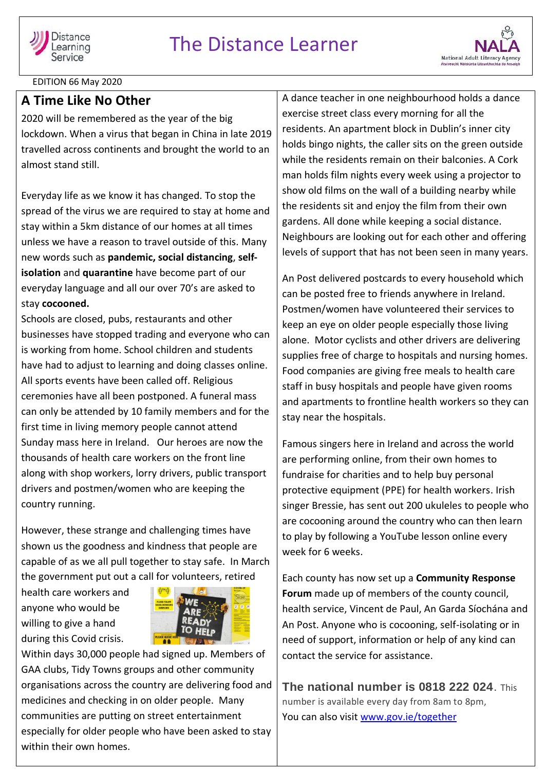# The Distance Learner

EDITION 66 May 2020

## A Time Like No Other

2020 will be remembered as the year of the big lockdown. When a virus that began in China in late 2019 travelled across continents and brought the world to an almost stand still.

Everyday life as we know it has changed. To stop the spread of the virus we are required to stay at home and stay within a 5km distance of our homes at all times unless we have a reason to travel outside of this. Many new words such as **pandemic, social distancing**, **self-isolation** and **quarantine** have become part of our everyday language and all our over 70's are asked to stay **cocooned.**

Schools are closed, pubs, restaurants and other businesses have stopped trading and everyone who can is working from home. School children and students have had to adjust to learning and doing classes online. All sports events have been called off. Religious ceremonies have all been postponed. A funeral mass can only be attended by 10 family members and for the first time in living memory people cannot attend Sunday mass here in Ireland. Our heroes are now the thousands of health care workers on the front line along with shop workers, lorry drivers, public transport drivers and postmen/women who are keeping the country running.

However, these strange and challenging times have shown us the goodness and kindness that people are capable of as we all pull together to stay safe. In March the government put out a call for volunteers, retired health care workers and anyone who would be willing to give a hand during this Covid crisis. Within days 30,000 people had signed up. Members of GAA clubs, Tidy Towns groups and other community organisations across the country are delivering food and medicines and checking in on older people. Many communities are putting on street entertainment especially for older people who have been asked to stay within their own homes.

A dance teacher in one neighbourhood holds a dance exercise street class every morning for all the residents. An apartment block in Dublin's inner city holds bingo nights, the caller sits on the green outside while the residents remain on their balconies. A Cork man holds film nights every week using a projector to show old films on the wall of a building nearby while the residents sit and enjoy the film from their own gardens. All done while keeping a social distance. Neighbours are looking out for each other and offering levels of support that has not been seen in many years.

An Post delivered postcards to every household which can be posted free to friends anywhere in Ireland. Postmen/women have volunteered their services to keep an eye on older people especially those living alone. Motor cyclists and other drivers are delivering supplies free of charge to hospitals and nursing homes. Food companies are giving free meals to health care staff in busy hospitals and people have given rooms and apartments to frontline health workers so they can stay near the hospitals.

Famous singers here in Ireland and across the world are performing online, from their own homes to fundraise for charities and to help buy personal protective equipment (PPE) for health workers. Irish singer Bressie, has sent out 200 ukuleles to people who are cocooning around the country who can then learn to play by following a YouTube lesson online every week for 6 weeks.

Each county has now set up a **Community Response Forum** made up of members of the county council, health service, Vincent de Paul, An Garda Síochána and An Post. Anyone who is cocooning, self-isolating or in need of support, information or help of any kind can contact the service for assistance.

**The national number is 0818 222 024**. This number is available every day from 8am to 8pm,
You can also visit [www.gov.ie/together](www.gov.ie/together)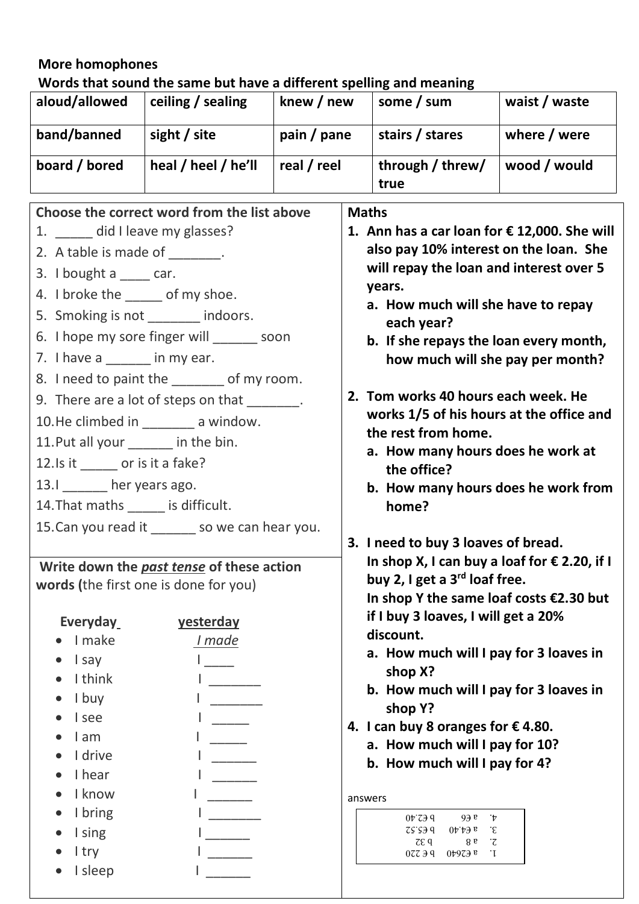**More homophones**

**Words that sound the same but have a different spelling and meaning**

| aloud/allowed | ceiling / sealing | knew / new | some / sum | waist / waste |
|---|---|---|---|---|
| band/banned | sight / site | pain / pane | stairs / stares | where / were |
| board / bored | heal / heel / he'll | real / reel | through / threw/ true | wood / would |

**Choose the correct word from the list above**

1. _____ did I leave my glasses?
2. A table is made of _______.
3. I bought a ____ car.
4. I broke the _____ of my shoe.
5. Smoking is not _______ indoors.
6. I hope my sore finger will ______ soon
7. I have a ______ in my ear.
8. I need to paint the _______ of my room.
9. There are a lot of steps on that _______.
10. He climbed in _______ a window.
11. Put all your ______ in the bin.
12. Is it _____ or is it a fake?
13. I ______ her years ago.
14. That maths _____ is difficult.
15. Can you read it ______ so we can hear you.

**Write down the *past tense* of these action words (**the first one is done for you)

| **Everyday** | **yesterday** |
|---|---|
| I make | *I made* |
| I say | I ____ |
| I think | I _______ |
| I buy | I _______ |
| I see | I _____ |
| I am | I _____ |
| I drive | I ______ |
| I hear | I ______ |
| I know | I ______ |
| I bring | I _______ |
| I sing | I ______ |
| I try | I ______ |
| I sleep | I ______ |

**Maths**

1. **Ann has a car loan for € 12,000. She will also pay 10% interest on the loan. She will repay the loan and interest over 5 years.**
   a. **How much will she have to repay each year?**
   b. **If she repays the loan every month, how much will she pay per month?**

2. **Tom works 40 hours each week. He works 1/5 of his hours at the office and the rest from home.**
   a. **How many hours does he work at the office?**
   b. **How many hours does he work from home?**

3. **I need to buy 3 loaves of bread. In shop X, I can buy a loaf for € 2.20, if I buy 2, I get a 3rd loaf free. In shop Y the same loaf costs €2.30 but if I buy 3 loaves, I will get a 20% discount.**
   a. **How much will I pay for 3 loaves in shop X?**
   b. **How much will I pay for 3 loaves in shop Y?**

4. **I can buy 8 oranges for € 4.80.**
   a. **How much will I pay for 10?**
   b. **How much will I pay for 4?**

answers

1. a €2640 b € 220
2. a 8 b 32
3. a €4.40 b €5.52
4. a €6 b €2.40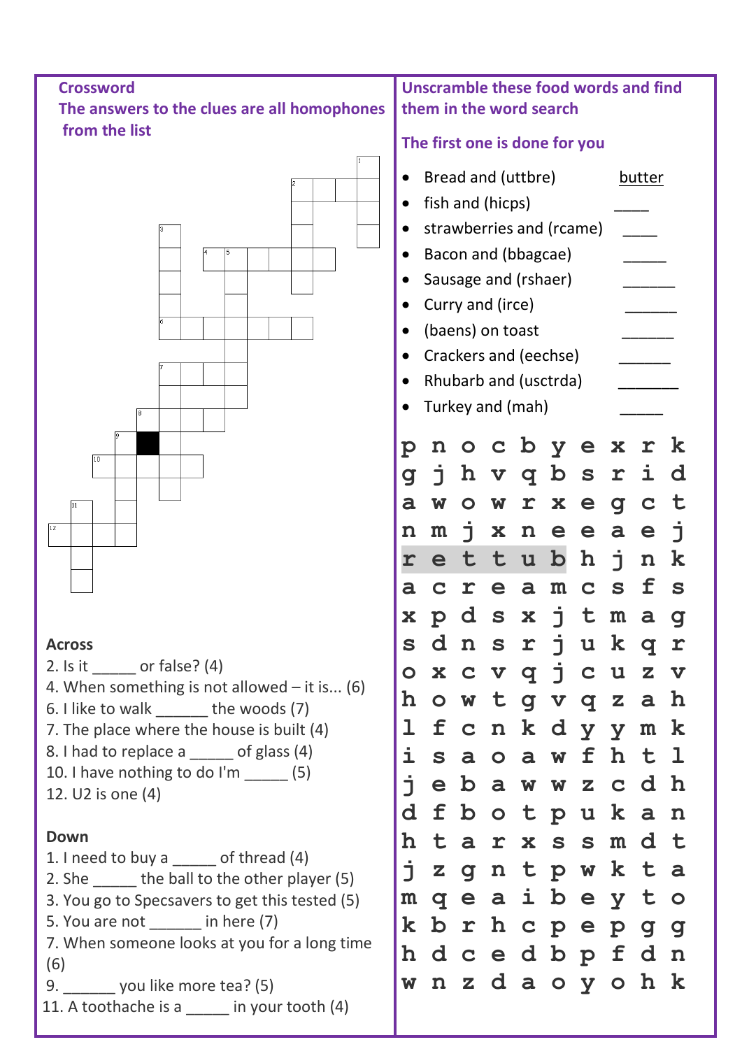**Crossword**

**The answers to the clues are all homophones from the list**

**Across**

2. Is it _____ or false? (4)
4. When something is not allowed – it is... (6)
6. I like to walk ______ the woods (7)
7. The place where the house is built (4)
8. I had to replace a _____ of glass (4)
10. I have nothing to do I'm _____ (5)
12. U2 is one (4)

**Down**

1. I need to buy a _____ of thread (4)
2. She _____ the ball to the other player (5)
3. You go to Specsavers to get this tested (5)
5. You are not ______ in here (7)
7. When someone looks at you for a long time (6)
9. ______ you like more tea? (5)
11. A toothache is a _____ in your tooth (4)

**Unscramble these food words and find them in the word search**

**The first one is done for you**

- Bread and (uttbre) butter
- fish and (hicps) ____
- strawberries and (rcame) ____
- Bacon and (bbagcae) _____
- Sausage and (rshaer) ______
- Curry and (irce) ______
- (baens) on toast ______
- Crackers and (eechse) ______
- Rhubarb and (usctrda) _______
- Turkey and (mah) _____

|  |  |  |  |  |  |  |  |  |  |
|---|---|---|---|---|---|---|---|---|---|
| p | n | o | c | b | y | e | x | r | k |
| g | j | h | v | q | b | s | r | i | d |
| a | w | o | w | r | x | e | g | c | t |
| n | m | j | x | n | e | e | a | e | j |
| r | e | t | t | u | b | h | j | n | k |
| a | c | r | e | a | m | c | s | f | s |
| x | p | d | s | x | j | t | m | a | g |
| s | d | n | s | r | j | u | k | q | r |
| o | x | c | v | q | j | c | u | z | v |
| h | o | w | t | g | v | q | z | a | h |
| l | f | c | n | k | d | y | y | m | k |
| i | s | a | o | a | w | f | h | t | l |
| j | e | b | a | w | w | z | c | d | h |
| d | f | b | o | t | p | u | k | a | n |
| h | t | a | r | x | s | s | m | d | t |
| j | z | g | n | t | p | w | k | t | a |
| m | q | e | a | i | b | e | y | t | o |
| k | b | r | h | c | p | e | p | g | g |
| h | d | c | e | d | b | p | f | d | n |
| w | n | z | d | a | o | y | o | h | k |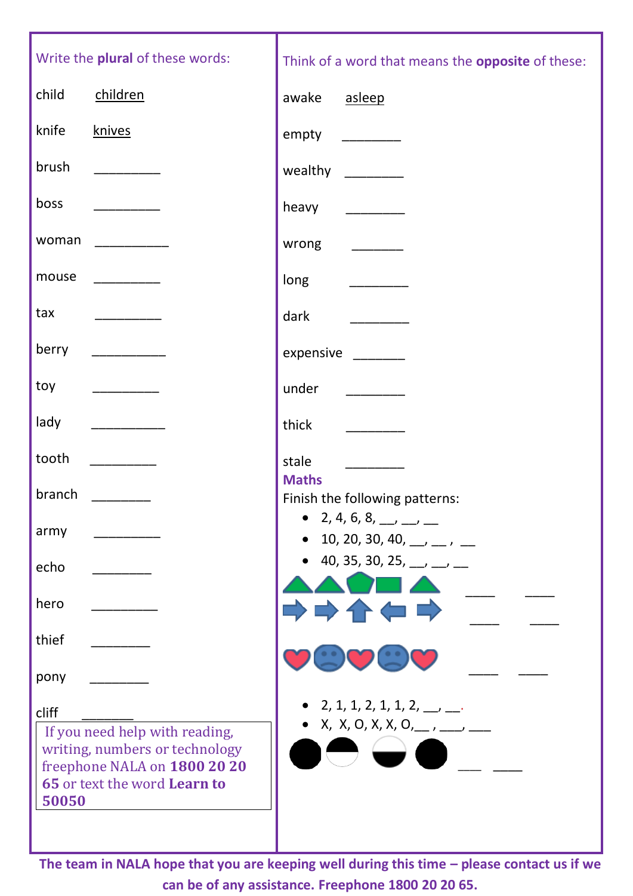Write the **plural** of these words:

child children

knife knives

brush __________

boss __________

woman ___________

mouse __________

tax __________

berry ___________

toy __________

lady ___________

tooth __________

branch _________

army __________

echo _________

hero __________

thief _________

pony _________

cliff ________

If you need help with reading, writing, numbers or technology freephone NALA on **1800 20 20 65** or text the word **Learn to 50050**

Think of a word that means the **opposite** of these:

awake asleep

empty _________

wealthy _________

heavy _________

wrong ________

long _________

dark _________

expensive ________

under _________

thick _________

stale _________

**Maths**

Finish the following patterns:

- 2, 4, 6, 8, __, __, __
- 10, 20, 30, 40, __, __ , __
- 40, 35, 30, 25, __, __, __

____ ____

____ ____

____ ____

- 2, 1, 1, 2, 1, 1, 2, __, __.
- X, X, O, X, X, O,__ , ___, ___

___ ____

**The team in NALA hope that you are keeping well during this time – please contact us if we can be of any assistance. Freephone 1800 20 20 65.**